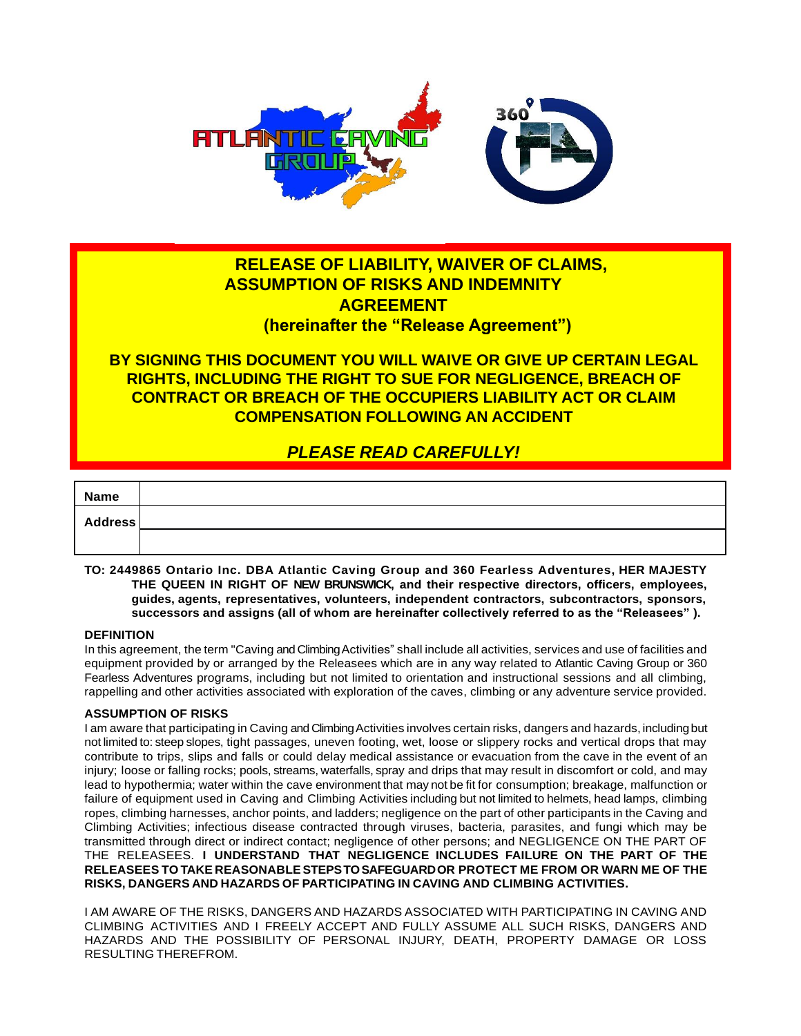ATLANTIC CAVING GROUP

360 FA

# RELEASE OF LIABILITY, WAIVER OF CLAIMS, ASSUMPTION OF RISKS AND INDEMNITY AGREEMENT

**(hereinafter the "Release Agreement")**

**BY SIGNING THIS DOCUMENT YOU WILL WAIVE OR GIVE UP CERTAIN LEGAL RIGHTS, INCLUDING THE RIGHT TO SUE FOR NEGLIGENCE, BREACH OF CONTRACT OR BREACH OF THE OCCUPIERS LIABILITY ACT OR CLAIM COMPENSATION FOLLOWING AN ACCIDENT**

***PLEASE READ CAREFULLY!***

| **Name** | |
|---|---|
| **Address** | |
| | |

**TO: 2449865 Ontario Inc. DBA Atlantic Caving Group and 360 Fearless Adventures, HER MAJESTY THE QUEEN IN RIGHT OF NEW BRUNSWICK, and their respective directors, officers, employees, guides, agents, representatives, volunteers, independent contractors, subcontractors, sponsors, successors and assigns (all of whom are hereinafter collectively referred to as the "Releasees" ).**

**DEFINITION**

In this agreement, the term "Caving and Climbing Activities" shall include all activities, services and use of facilities and equipment provided by or arranged by the Releasees which are in any way related to Atlantic Caving Group or 360 Fearless Adventures programs, including but not limited to orientation and instructional sessions and all climbing, rappelling and other activities associated with exploration of the caves, climbing or any adventure service provided.

**ASSUMPTION OF RISKS**

I am aware that participating in Caving and Climbing Activities involves certain risks, dangers and hazards, including but not limited to: steep slopes, tight passages, uneven footing, wet, loose or slippery rocks and vertical drops that may contribute to trips, slips and falls or could delay medical assistance or evacuation from the cave in the event of an injury; loose or falling rocks; pools, streams, waterfalls, spray and drips that may result in discomfort or cold, and may lead to hypothermia; water within the cave environment that may not be fit for consumption; breakage, malfunction or failure of equipment used in Caving and Climbing Activities including but not limited to helmets, head lamps, climbing ropes, climbing harnesses, anchor points, and ladders; negligence on the part of other participants in the Caving and Climbing Activities; infectious disease contracted through viruses, bacteria, parasites, and fungi which may be transmitted through direct or indirect contact; negligence of other persons; and NEGLIGENCE ON THE PART OF THE RELEASEES. **I UNDERSTAND THAT NEGLIGENCE INCLUDES FAILURE ON THE PART OF THE RELEASEES TO TAKE REASONABLE STEPS TO SAFEGUARD OR PROTECT ME FROM OR WARN ME OF THE RISKS, DANGERS AND HAZARDS OF PARTICIPATING IN CAVING AND CLIMBING ACTIVITIES.**

I AM AWARE OF THE RISKS, DANGERS AND HAZARDS ASSOCIATED WITH PARTICIPATING IN CAVING AND CLIMBING ACTIVITIES AND I FREELY ACCEPT AND FULLY ASSUME ALL SUCH RISKS, DANGERS AND HAZARDS AND THE POSSIBILITY OF PERSONAL INJURY, DEATH, PROPERTY DAMAGE OR LOSS RESULTING THEREFROM.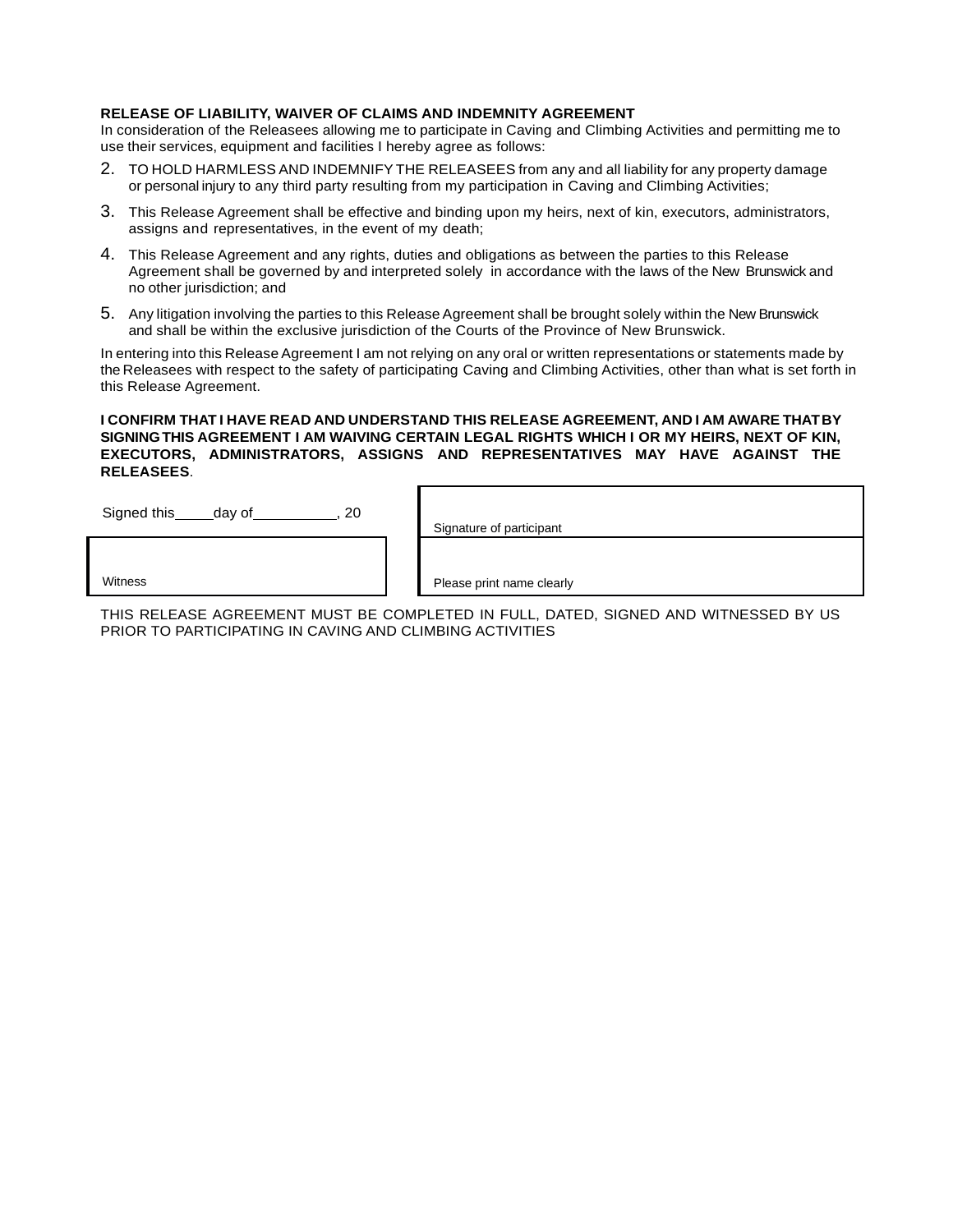**RELEASE OF LIABILITY, WAIVER OF CLAIMS AND INDEMNITY AGREEMENT**

In consideration of the Releasees allowing me to participate in Caving and Climbing Activities and permitting me to use their services, equipment and facilities I hereby agree as follows:

2. TO HOLD HARMLESS AND INDEMNIFY THE RELEASEES from any and all liability for any property damage or personal injury to any third party resulting from my participation in Caving and Climbing Activities;
3. This Release Agreement shall be effective and binding upon my heirs, next of kin, executors, administrators, assigns and representatives, in the event of my death;
4. This Release Agreement and any rights, duties and obligations as between the parties to this Release Agreement shall be governed by and interpreted solely in accordance with the laws of the New Brunswick and no other jurisdiction; and
5. Any litigation involving the parties to this Release Agreement shall be brought solely within the New Brunswick and shall be within the exclusive jurisdiction of the Courts of the Province of New Brunswick.

In entering into this Release Agreement I am not relying on any oral or written representations or statements made by the Releasees with respect to the safety of participating Caving and Climbing Activities, other than what is set forth in this Release Agreement.

**I CONFIRM THAT I HAVE READ AND UNDERSTAND THIS RELEASE AGREEMENT, AND I AM AWARE THAT BY SIGNING THIS AGREEMENT I AM WAIVING CERTAIN LEGAL RIGHTS WHICH I OR MY HEIRS, NEXT OF KIN, EXECUTORS, ADMINISTRATORS, ASSIGNS AND REPRESENTATIVES MAY HAVE AGAINST THE RELEASEES**.

Signed this_____day of__________, 20

Signature of participant

Witness

Please print name clearly

THIS RELEASE AGREEMENT MUST BE COMPLETED IN FULL, DATED, SIGNED AND WITNESSED BY US PRIOR TO PARTICIPATING IN CAVING AND CLIMBING ACTIVITIES